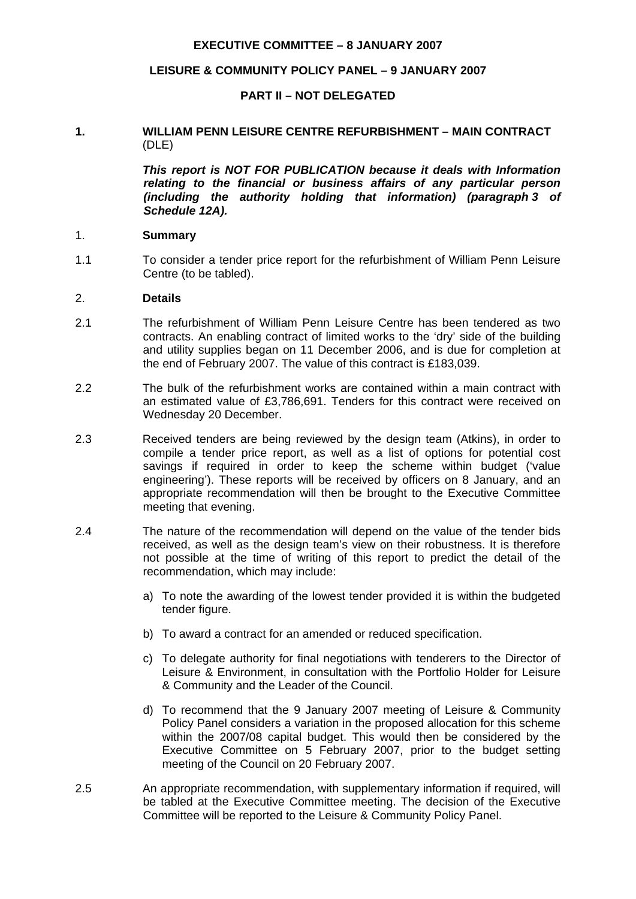**EXECUTIVE COMMITTEE – 8 JANUARY 2007**

**LEISURE & COMMUNITY POLICY PANEL – 9 JANUARY 2007**

**PART II – NOT DELEGATED**

## 1. WILLIAM PENN LEISURE CENTRE REFURBISHMENT – MAIN CONTRACT (DLE)

***This report is NOT FOR PUBLICATION because it deals with Information relating to the financial or business affairs of any particular person (including the authority holding that information) (paragraph 3 of Schedule 12A).***

### 1. Summary

1.1 To consider a tender price report for the refurbishment of William Penn Leisure Centre (to be tabled).

### 2. Details

2.1 The refurbishment of William Penn Leisure Centre has been tendered as two contracts. An enabling contract of limited works to the 'dry' side of the building and utility supplies began on 11 December 2006, and is due for completion at the end of February 2007. The value of this contract is £183,039.

2.2 The bulk of the refurbishment works are contained within a main contract with an estimated value of £3,786,691. Tenders for this contract were received on Wednesday 20 December.

2.3 Received tenders are being reviewed by the design team (Atkins), in order to compile a tender price report, as well as a list of options for potential cost savings if required in order to keep the scheme within budget ('value engineering'). These reports will be received by officers on 8 January, and an appropriate recommendation will then be brought to the Executive Committee meeting that evening.

2.4 The nature of the recommendation will depend on the value of the tender bids received, as well as the design team's view on their robustness. It is therefore not possible at the time of writing of this report to predict the detail of the recommendation, which may include:

a) To note the awarding of the lowest tender provided it is within the budgeted tender figure.

b) To award a contract for an amended or reduced specification.

c) To delegate authority for final negotiations with tenderers to the Director of Leisure & Environment, in consultation with the Portfolio Holder for Leisure & Community and the Leader of the Council.

d) To recommend that the 9 January 2007 meeting of Leisure & Community Policy Panel considers a variation in the proposed allocation for this scheme within the 2007/08 capital budget. This would then be considered by the Executive Committee on 5 February 2007, prior to the budget setting meeting of the Council on 20 February 2007.

2.5 An appropriate recommendation, with supplementary information if required, will be tabled at the Executive Committee meeting. The decision of the Executive Committee will be reported to the Leisure & Community Policy Panel.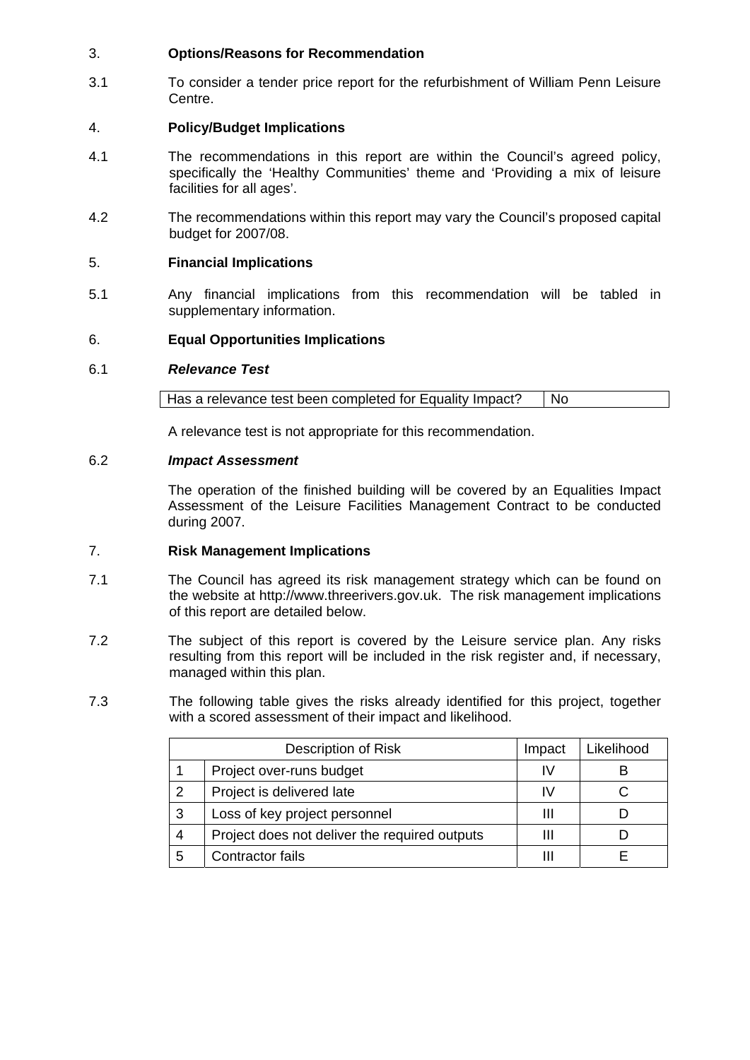3. **Options/Reasons for Recommendation**

3.1 To consider a tender price report for the refurbishment of William Penn Leisure Centre.

4. **Policy/Budget Implications**

4.1 The recommendations in this report are within the Council's agreed policy, specifically the 'Healthy Communities' theme and 'Providing a mix of leisure facilities for all ages'.

4.2 The recommendations within this report may vary the Council's proposed capital budget for 2007/08.

5. **Financial Implications**

5.1 Any financial implications from this recommendation will be tabled in supplementary information.

6. **Equal Opportunities Implications**

6.1 ***Relevance Test***

| Has a relevance test been completed for Equality Impact? | No |
|---|---|

A relevance test is not appropriate for this recommendation.

6.2 ***Impact Assessment***

The operation of the finished building will be covered by an Equalities Impact Assessment of the Leisure Facilities Management Contract to be conducted during 2007.

7. **Risk Management Implications**

7.1 The Council has agreed its risk management strategy which can be found on the website at http://www.threerivers.gov.uk. The risk management implications of this report are detailed below.

7.2 The subject of this report is covered by the Leisure service plan. Any risks resulting from this report will be included in the risk register and, if necessary, managed within this plan.

7.3 The following table gives the risks already identified for this project, together with a scored assessment of their impact and likelihood.

| Description of Risk | | Impact | Likelihood |
|---|---|---|---|
| 1 | Project over-runs budget | IV | B |
| 2 | Project is delivered late | IV | C |
| 3 | Loss of key project personnel | III | D |
| 4 | Project does not deliver the required outputs | III | D |
| 5 | Contractor fails | III | E |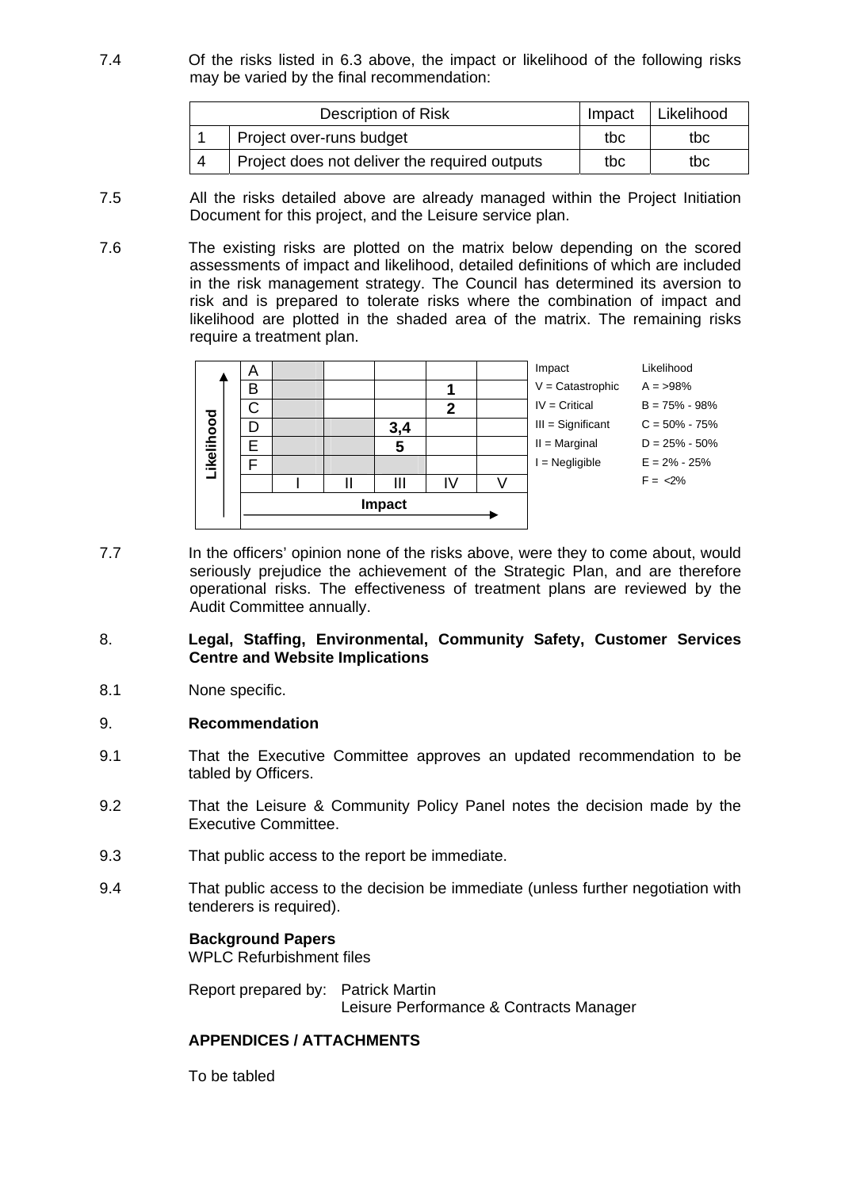7.4 Of the risks listed in 6.3 above, the impact or likelihood of the following risks may be varied by the final recommendation:

| | Description of Risk | Impact | Likelihood |
|---|---|---|---|
| 1 | Project over-runs budget | tbc | tbc |
| 4 | Project does not deliver the required outputs | tbc | tbc |

7.5 All the risks detailed above are already managed within the Project Initiation Document for this project, and the Leisure service plan.

7.6 The existing risks are plotted on the matrix below depending on the scored assessments of impact and likelihood, detailed definitions of which are included in the risk management strategy. The Council has determined its aversion to risk and is prepared to tolerate risks where the combination of impact and likelihood are plotted in the shaded area of the matrix. The remaining risks require a treatment plan.

| Likelihood | I | II | III | IV | V |
|---|---|---|---|---|---|
| A | | | | | |
| B | | | | 1 | |
| C | | | | 2 | |
| D | | | 3,4 | | |
| E | | | 5 | | |
| F | | | | | |

Impact

| Impact | Likelihood |
|---|---|
| V = Catastrophic | A = >98% |
| IV = Critical | B = 75% - 98% |
| III = Significant | C = 50% - 75% |
| II = Marginal | D = 25% - 50% |
| I = Negligible | E = 2% - 25% |
| | F = <2% |

7.7 In the officers' opinion none of the risks above, were they to come about, would seriously prejudice the achievement of the Strategic Plan, and are therefore operational risks. The effectiveness of treatment plans are reviewed by the Audit Committee annually.

## 8. Legal, Staffing, Environmental, Community Safety, Customer Services Centre and Website Implications

8.1 None specific.

## 9. Recommendation

9.1 That the Executive Committee approves an updated recommendation to be tabled by Officers.

9.2 That the Leisure & Community Policy Panel notes the decision made by the Executive Committee.

9.3 That public access to the report be immediate.

9.4 That public access to the decision be immediate (unless further negotiation with tenderers is required).

**Background Papers**
WPLC Refurbishment files

Report prepared by: Patrick Martin
Leisure Performance & Contracts Manager

**APPENDICES / ATTACHMENTS**

To be tabled